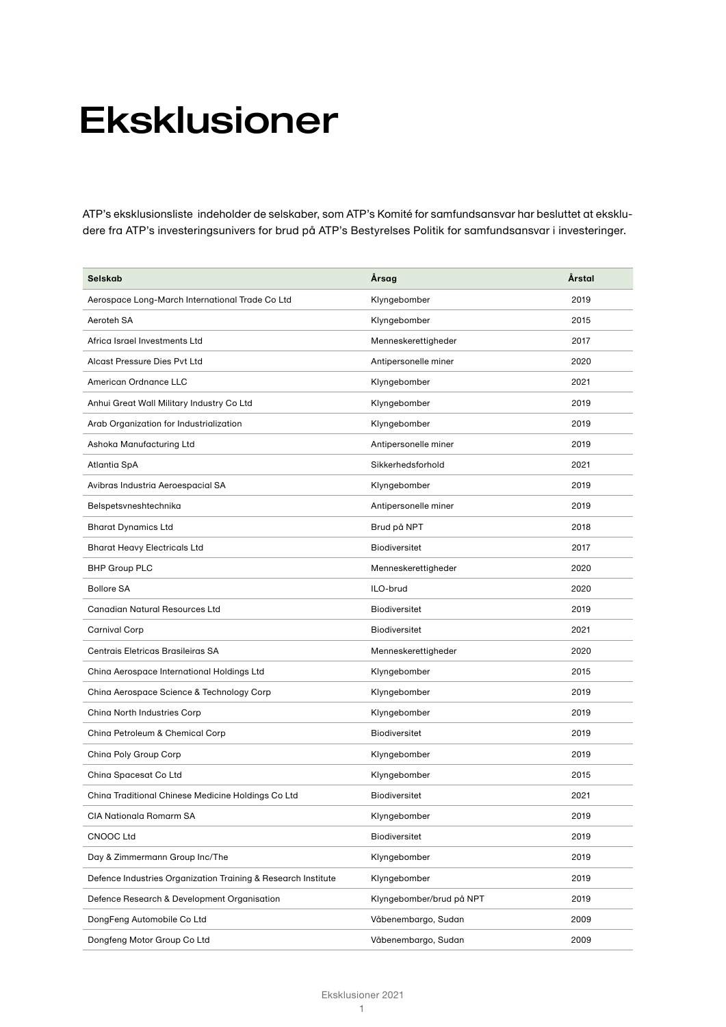# Eksklusioner

ATP's eksklusionsliste indeholder de selskaber, som ATP's Komité for samfundsansvar har besluttet at ekskludere fra ATP's investeringsunivers for brud på ATP's Bestyrelses Politik for samfundsansvar i investeringer.

| Selskab | Årsag | Årstal |
|---|---|---|
| Aerospace Long-March International Trade Co Ltd | Klyngebomber | 2019 |
| Aeroteh SA | Klyngebomber | 2015 |
| Africa Israel Investments Ltd | Menneskerettigheder | 2017 |
| Alcast Pressure Dies Pvt Ltd | Antipersonelle miner | 2020 |
| American Ordnance LLC | Klyngebomber | 2021 |
| Anhui Great Wall Military Industry Co Ltd | Klyngebomber | 2019 |
| Arab Organization for Industrialization | Klyngebomber | 2019 |
| Ashoka Manufacturing Ltd | Antipersonelle miner | 2019 |
| Atlantia SpA | Sikkerhedsforhold | 2021 |
| Avibras Industria Aeroespacial SA | Klyngebomber | 2019 |
| Belspetsvneshtechnika | Antipersonelle miner | 2019 |
| Bharat Dynamics Ltd | Brud på NPT | 2018 |
| Bharat Heavy Electricals Ltd | Biodiversitet | 2017 |
| BHP Group PLC | Menneskerettigheder | 2020 |
| Bollore SA | ILO-brud | 2020 |
| Canadian Natural Resources Ltd | Biodiversitet | 2019 |
| Carnival Corp | Biodiversitet | 2021 |
| Centrais Eletricas Brasileiras SA | Menneskerettigheder | 2020 |
| China Aerospace International Holdings Ltd | Klyngebomber | 2015 |
| China Aerospace Science & Technology Corp | Klyngebomber | 2019 |
| China North Industries Corp | Klyngebomber | 2019 |
| China Petroleum & Chemical Corp | Biodiversitet | 2019 |
| China Poly Group Corp | Klyngebomber | 2019 |
| China Spacesat Co Ltd | Klyngebomber | 2015 |
| China Traditional Chinese Medicine Holdings Co Ltd | Biodiversitet | 2021 |
| CIA Nationala Romarm SA | Klyngebomber | 2019 |
| CNOOC Ltd | Biodiversitet | 2019 |
| Day & Zimmermann Group Inc/The | Klyngebomber | 2019 |
| Defence Industries Organization Training & Research Institute | Klyngebomber | 2019 |
| Defence Research & Development Organisation | Klyngebomber/brud på NPT | 2019 |
| DongFeng Automobile Co Ltd | Våbenembargo, Sudan | 2009 |
| Dongfeng Motor Group Co Ltd | Våbenembargo, Sudan | 2009 |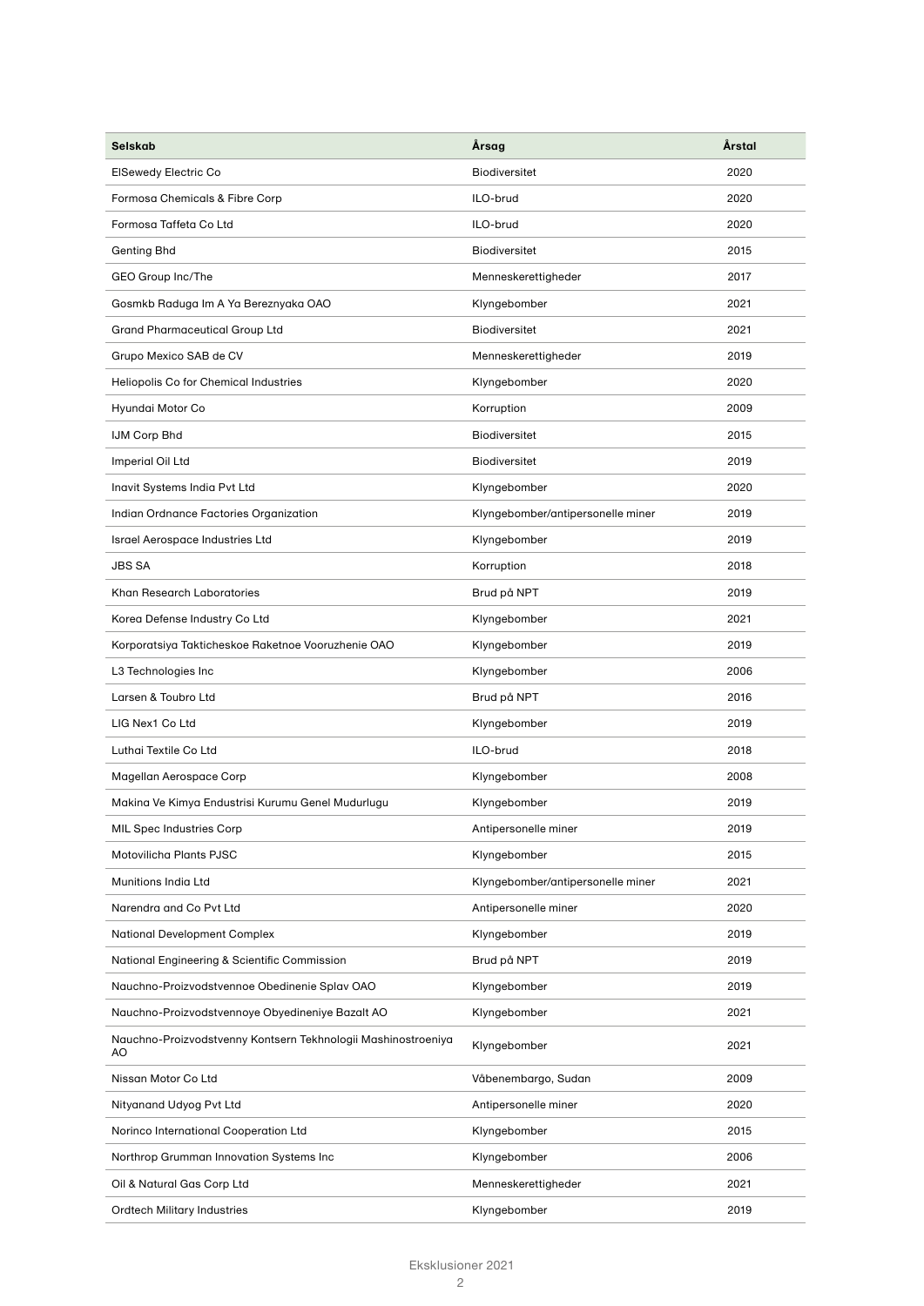| Selskab | Årsag | Årstal |
|---|---|---|
| ElSewedy Electric Co | Biodiversitet | 2020 |
| Formosa Chemicals & Fibre Corp | ILO-brud | 2020 |
| Formosa Taffeta Co Ltd | ILO-brud | 2020 |
| Genting Bhd | Biodiversitet | 2015 |
| GEO Group Inc/The | Menneskerettigheder | 2017 |
| Gosmkb Raduga Im A Ya Bereznyaka OAO | Klyngebomber | 2021 |
| Grand Pharmaceutical Group Ltd | Biodiversitet | 2021 |
| Grupo Mexico SAB de CV | Menneskerettigheder | 2019 |
| Heliopolis Co for Chemical Industries | Klyngebomber | 2020 |
| Hyundai Motor Co | Korruption | 2009 |
| IJM Corp Bhd | Biodiversitet | 2015 |
| Imperial Oil Ltd | Biodiversitet | 2019 |
| Inavit Systems India Pvt Ltd | Klyngebomber | 2020 |
| Indian Ordnance Factories Organization | Klyngebomber/antipersonelle miner | 2019 |
| Israel Aerospace Industries Ltd | Klyngebomber | 2019 |
| JBS SA | Korruption | 2018 |
| Khan Research Laboratories | Brud på NPT | 2019 |
| Korea Defense Industry Co Ltd | Klyngebomber | 2021 |
| Korporatsiya Takticheskoe Raketnoe Vooruzhenie OAO | Klyngebomber | 2019 |
| L3 Technologies Inc | Klyngebomber | 2006 |
| Larsen & Toubro Ltd | Brud på NPT | 2016 |
| LIG Nex1 Co Ltd | Klyngebomber | 2019 |
| Luthai Textile Co Ltd | ILO-brud | 2018 |
| Magellan Aerospace Corp | Klyngebomber | 2008 |
| Makina Ve Kimya Endustrisi Kurumu Genel Mudurlugu | Klyngebomber | 2019 |
| MIL Spec Industries Corp | Antipersonelle miner | 2019 |
| Motovilicha Plants PJSC | Klyngebomber | 2015 |
| Munitions India Ltd | Klyngebomber/antipersonelle miner | 2021 |
| Narendra and Co Pvt Ltd | Antipersonelle miner | 2020 |
| National Development Complex | Klyngebomber | 2019 |
| National Engineering & Scientific Commission | Brud på NPT | 2019 |
| Nauchno-Proizvodstvennoe Obedinenie Splav OAO | Klyngebomber | 2019 |
| Nauchno-Proizvodstvennoye Obyedineniye Bazalt AO | Klyngebomber | 2021 |
| Nauchno-Proizvodstvenny Kontsern Tekhnologii Mashinostroeniya AO | Klyngebomber | 2021 |
| Nissan Motor Co Ltd | Våbenembargo, Sudan | 2009 |
| Nityanand Udyog Pvt Ltd | Antipersonelle miner | 2020 |
| Norinco International Cooperation Ltd | Klyngebomber | 2015 |
| Northrop Grumman Innovation Systems Inc | Klyngebomber | 2006 |
| Oil & Natural Gas Corp Ltd | Menneskerettigheder | 2021 |
| Ordtech Military Industries | Klyngebomber | 2019 |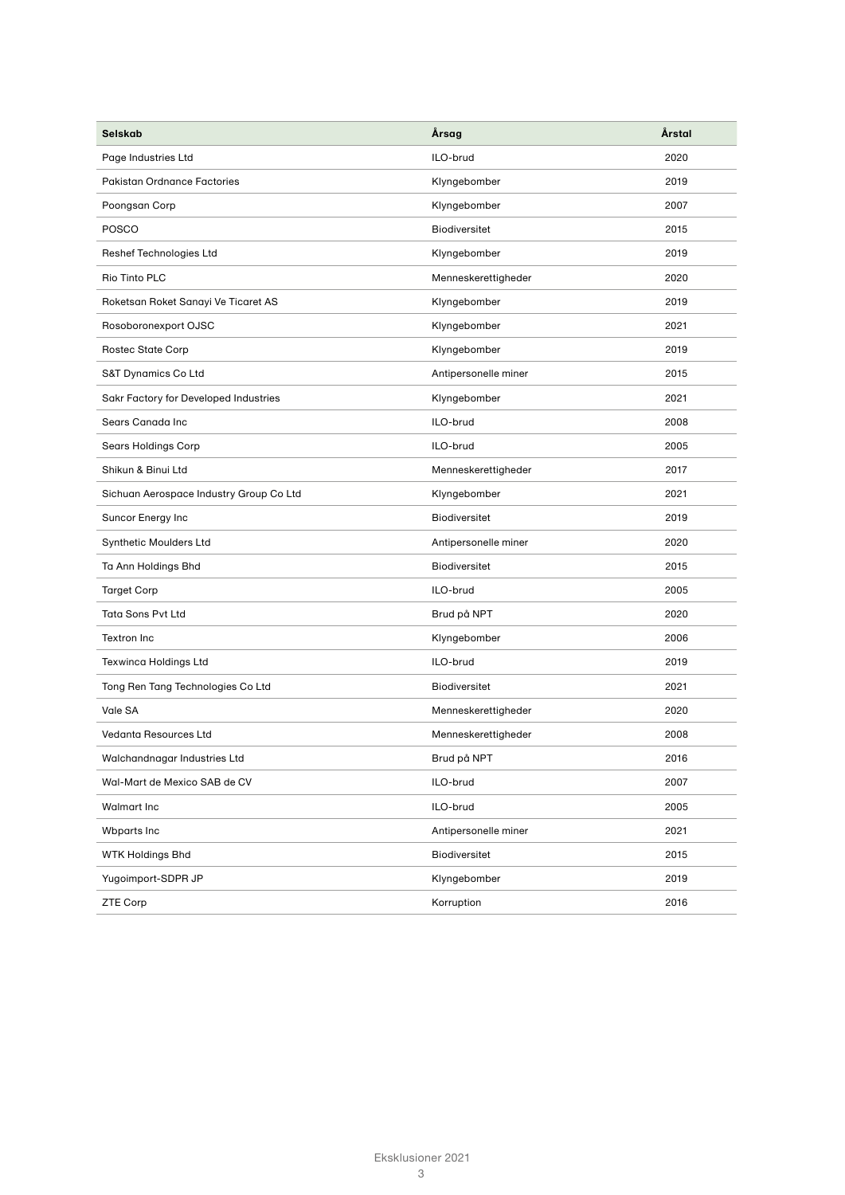| Selskab | Årsag | Årstal |
|---|---|---|
| Page Industries Ltd | ILO-brud | 2020 |
| Pakistan Ordnance Factories | Klyngebomber | 2019 |
| Poongsan Corp | Klyngebomber | 2007 |
| POSCO | Biodiversitet | 2015 |
| Reshef Technologies Ltd | Klyngebomber | 2019 |
| Rio Tinto PLC | Menneskerettigheder | 2020 |
| Roketsan Roket Sanayi Ve Ticaret AS | Klyngebomber | 2019 |
| Rosoboronexport OJSC | Klyngebomber | 2021 |
| Rostec State Corp | Klyngebomber | 2019 |
| S&T Dynamics Co Ltd | Antipersonelle miner | 2015 |
| Sakr Factory for Developed Industries | Klyngebomber | 2021 |
| Sears Canada Inc | ILO-brud | 2008 |
| Sears Holdings Corp | ILO-brud | 2005 |
| Shikun & Binui Ltd | Menneskerettigheder | 2017 |
| Sichuan Aerospace Industry Group Co Ltd | Klyngebomber | 2021 |
| Suncor Energy Inc | Biodiversitet | 2019 |
| Synthetic Moulders Ltd | Antipersonelle miner | 2020 |
| Ta Ann Holdings Bhd | Biodiversitet | 2015 |
| Target Corp | ILO-brud | 2005 |
| Tata Sons Pvt Ltd | Brud på NPT | 2020 |
| Textron Inc | Klyngebomber | 2006 |
| Texwinca Holdings Ltd | ILO-brud | 2019 |
| Tong Ren Tang Technologies Co Ltd | Biodiversitet | 2021 |
| Vale SA | Menneskerettigheder | 2020 |
| Vedanta Resources Ltd | Menneskerettigheder | 2008 |
| Walchandnagar Industries Ltd | Brud på NPT | 2016 |
| Wal-Mart de Mexico SAB de CV | ILO-brud | 2007 |
| Walmart Inc | ILO-brud | 2005 |
| Wbparts Inc | Antipersonelle miner | 2021 |
| WTK Holdings Bhd | Biodiversitet | 2015 |
| Yugoimport-SDPR JP | Klyngebomber | 2019 |
| ZTE Corp | Korruption | 2016 |